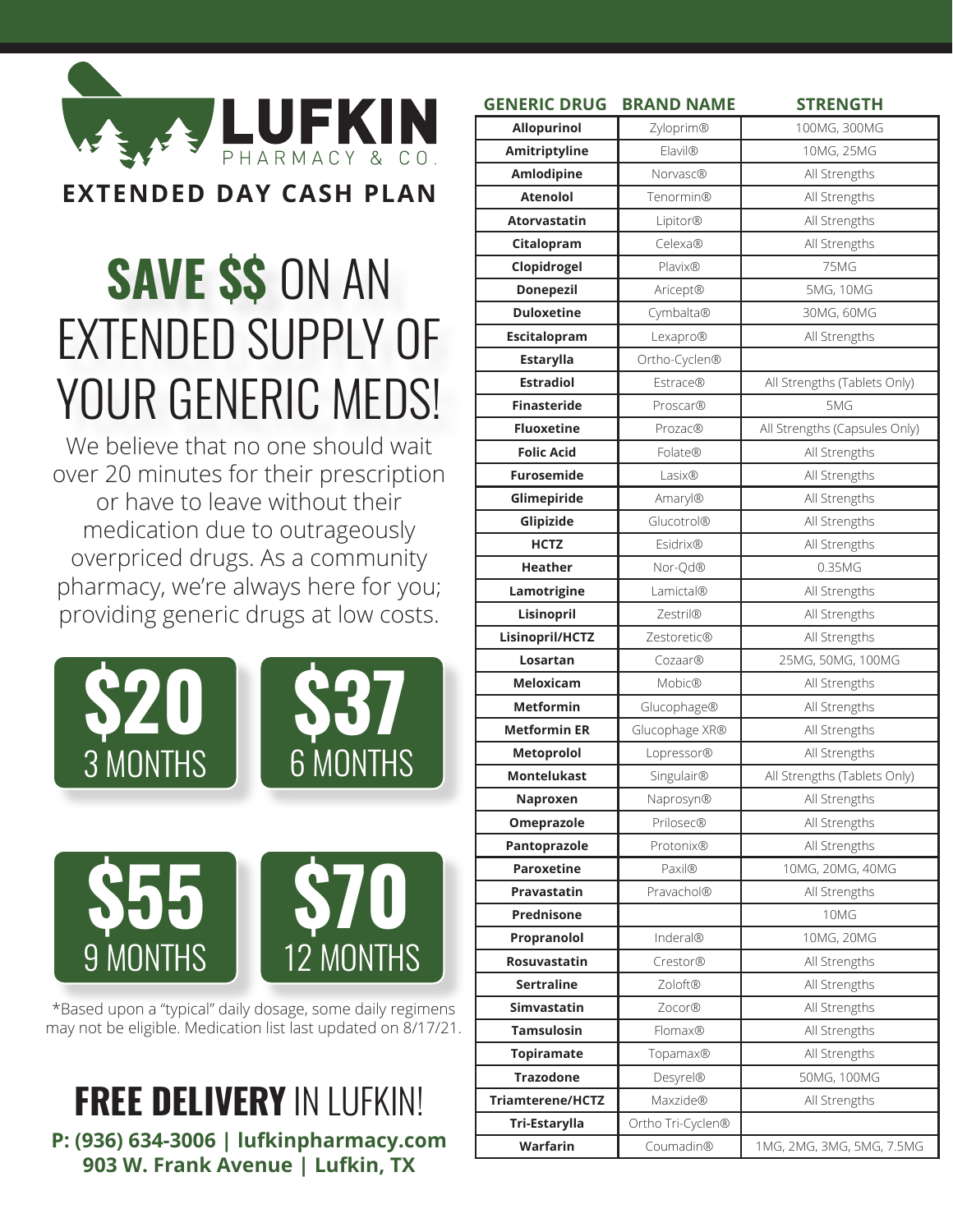# LUFKIN PHARMACY & CO.

## EXTENDED DAY CASH PLAN

# SAVE $$ ON AN EXTENDED SUPPLY OF YOUR GENERIC MEDS!

We believe that no one should wait over 20 minutes for their prescription or have to leave without their medication due to outrageously overpriced drugs. As a community pharmacy, we're always here for you; providing generic drugs at low costs.

**$20** 3 MONTHS

**$37** 6 MONTHS

**$55** 9 MONTHS

**$70** 12 MONTHS

*Based upon a "typical" daily dosage, some daily regimens may not be eligible. Medication list last updated on 8/17/21.

| GENERIC DRUG | BRAND NAME | STRENGTH |
|---|---|---|
| **Allopurinol** | Zyloprim® | 100MG, 300MG |
| **Amitriptyline** | Elavil® | 10MG, 25MG |
| **Amlodipine** | Norvasc® | All Strengths |
| **Atenolol** | Tenormin® | All Strengths |
| **Atorvastatin** | Lipitor® | All Strengths |
| **Citalopram** | Celexa® | All Strengths |
| **Clopidrogel** | Plavix® | 75MG |
| **Donepezil** | Aricept® | 5MG, 10MG |
| **Duloxetine** | Cymbalta® | 30MG, 60MG |
| **Escitalopram** | Lexapro® | All Strengths |
| **Estarylla** | Ortho-Cyclen® | |
| **Estradiol** | Estrace® | All Strengths (Tablets Only) |
| **Finasteride** | Proscar® | 5MG |
| **Fluoxetine** | Prozac® | All Strengths (Capsules Only) |
| **Folic Acid** | Folate® | All Strengths |
| **Furosemide** | Lasix® | All Strengths |
| **Glimepiride** | Amaryl® | All Strengths |
| **Glipizide** | Glucotrol® | All Strengths |
| **HCTZ** | Esidrix® | All Strengths |
| **Heather** | Nor-Qd® | 0.35MG |
| **Lamotrigine** | Lamictal® | All Strengths |
| **Lisinopril** | Zestril® | All Strengths |
| **Lisinopril/HCTZ** | Zestoretic® | All Strengths |
| **Losartan** | Cozaar® | 25MG, 50MG, 100MG |
| **Meloxicam** | Mobic® | All Strengths |
| **Metformin** | Glucophage® | All Strengths |
| **Metformin ER** | Glucophage XR® | All Strengths |
| **Metoprolol** | Lopressor® | All Strengths |
| **Montelukast** | Singulair® | All Strengths (Tablets Only) |
| **Naproxen** | Naprosyn® | All Strengths |
| **Omeprazole** | Prilosec® | All Strengths |
| **Pantoprazole** | Protonix® | All Strengths |
| **Paroxetine** | Paxil® | 10MG, 20MG, 40MG |
| **Pravastatin** | Pravachol® | All Strengths |
| **Prednisone** | | 10MG |
| **Propranolol** | Inderal® | 10MG, 20MG |
| **Rosuvastatin** | Crestor® | All Strengths |
| **Sertraline** | Zoloft® | All Strengths |
| **Simvastatin** | Zocor® | All Strengths |
| **Tamsulosin** | Flomax® | All Strengths |
| **Topiramate** | Topamax® | All Strengths |
| **Trazodone** | Desyrel® | 50MG, 100MG |
| **Triamterene/HCTZ** | Maxzide® | All Strengths |
| **Tri-Estarylla** | Ortho Tri-Cyclen® | |
| **Warfarin** | Coumadin® | 1MG, 2MG, 3MG, 5MG, 7.5MG |

# FREE DELIVERY IN LUFKIN!

**P: (936) 634-3006 | lufkinpharmacy.com**
**903 W. Frank Avenue | Lufkin, TX**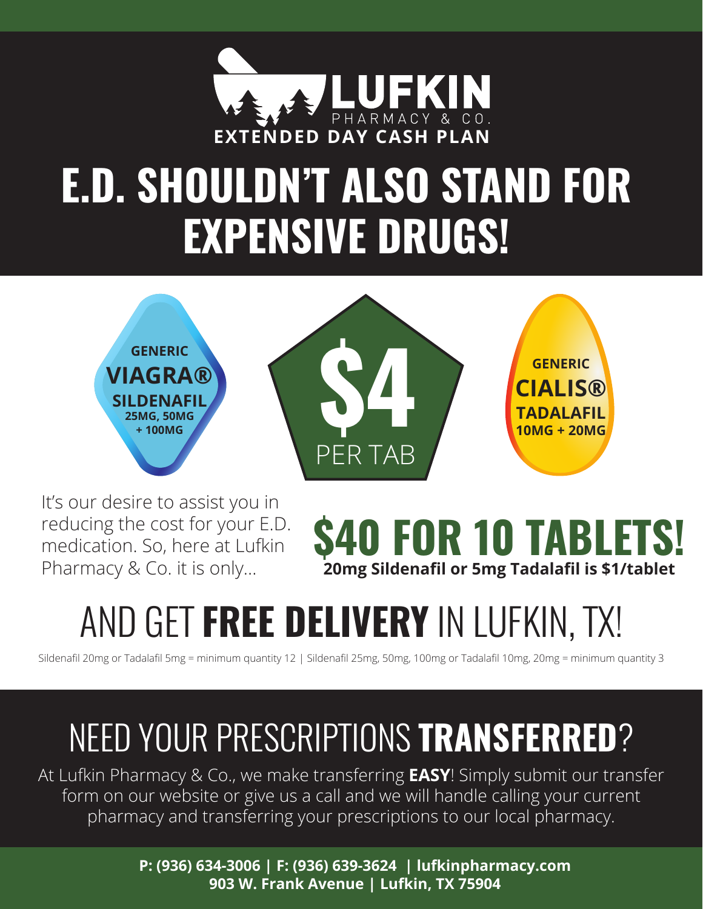LUFKIN

PHARMACY & CO.

EXTENDED DAY CASH PLAN

# E.D. SHOULDN'T ALSO STAND FOR EXPENSIVE DRUGS!

GENERIC
**VIAGRA®**
**SILDENAFIL**
25MG, 50MG + 100MG

**$4**
PER TAB

GENERIC
**CIALIS®**
**TADALAFIL**
10MG + 20MG

It's our desire to assist you in reducing the cost for your E.D. medication. So, here at Lufkin Pharmacy & Co. it is only...

## $40 FOR 10 TABLETS!

**20mg Sildenafil or 5mg Tadalafil is $1/tablet**

## AND GET **FREE DELIVERY** IN LUFKIN, TX!

Sildenafil 20mg or Tadalafil 5mg = minimum quantity 12 | Sildenafil 25mg, 50mg, 100mg or Tadalafil 10mg, 20mg = minimum quantity 3

## NEED YOUR PRESCRIPTIONS **TRANSFERRED**?

At Lufkin Pharmacy & Co., we make transferring **EASY**! Simply submit our transfer form on our website or give us a call and we will handle calling your current pharmacy and transferring your prescriptions to our local pharmacy.

**P: (936) 634-3006 | F: (936) 639-3624 | lufkinpharmacy.com**
**903 W. Frank Avenue | Lufkin, TX 75904**